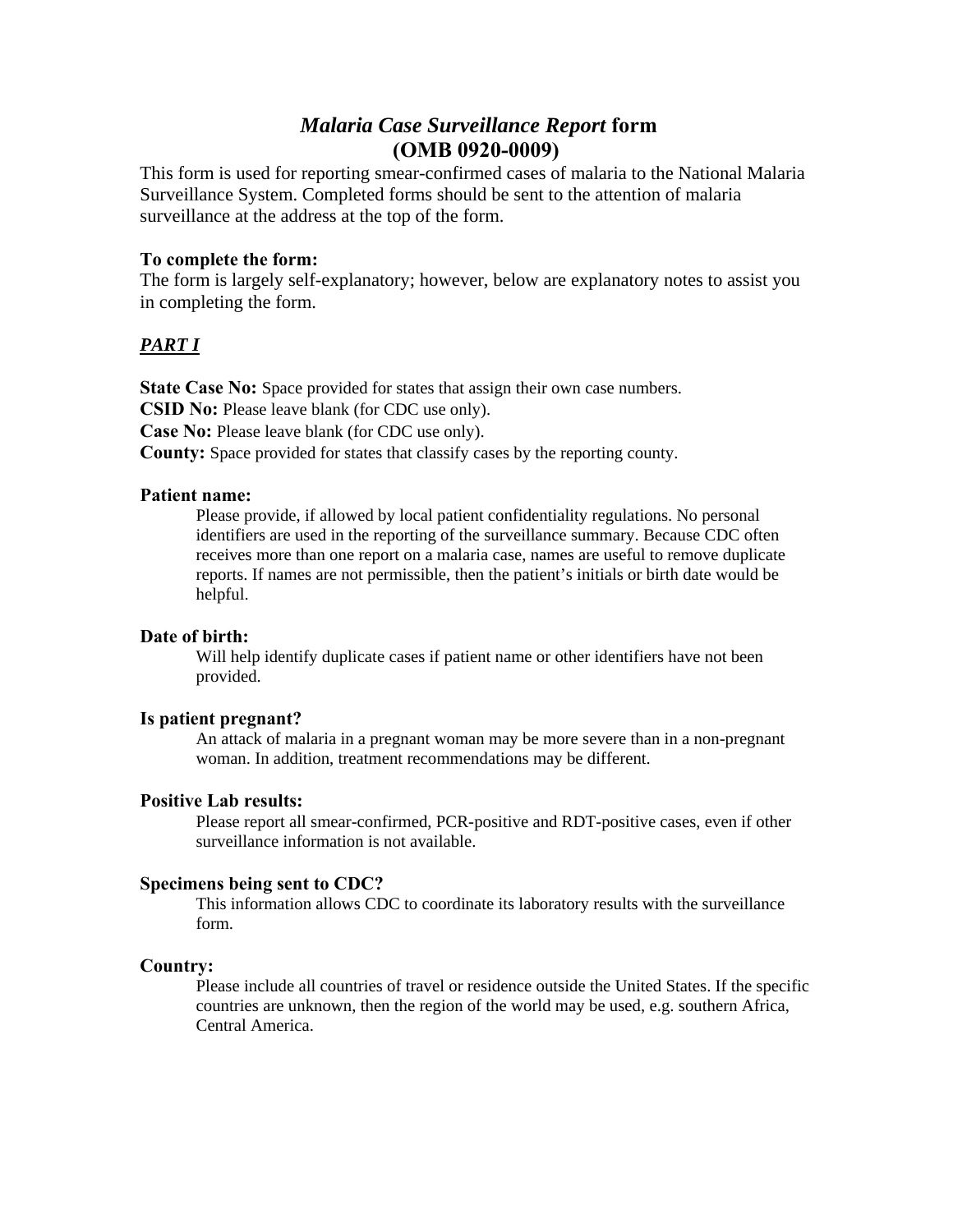# *Malaria Case Surveillance Report* form
# (OMB 0920-0009)

This form is used for reporting smear-confirmed cases of malaria to the National Malaria Surveillance System. Completed forms should be sent to the attention of malaria surveillance at the address at the top of the form.

**To complete the form:**
The form is largely self-explanatory; however, below are explanatory notes to assist you in completing the form.

## ***PART I***

**State Case No:** Space provided for states that assign their own case numbers.
**CSID No:** Please leave blank (for CDC use only).
**Case No:** Please leave blank (for CDC use only).
**County:** Space provided for states that classify cases by the reporting county.

**Patient name:**

Please provide, if allowed by local patient confidentiality regulations. No personal identifiers are used in the reporting of the surveillance summary. Because CDC often receives more than one report on a malaria case, names are useful to remove duplicate reports. If names are not permissible, then the patient's initials or birth date would be helpful.

**Date of birth:**

Will help identify duplicate cases if patient name or other identifiers have not been provided.

**Is patient pregnant?**

An attack of malaria in a pregnant woman may be more severe than in a non-pregnant woman. In addition, treatment recommendations may be different.

**Positive Lab results:**

Please report all smear-confirmed, PCR-positive and RDT-positive cases, even if other surveillance information is not available.

**Specimens being sent to CDC?**

This information allows CDC to coordinate its laboratory results with the surveillance form.

**Country:**

Please include all countries of travel or residence outside the United States. If the specific countries are unknown, then the region of the world may be used, e.g. southern Africa, Central America.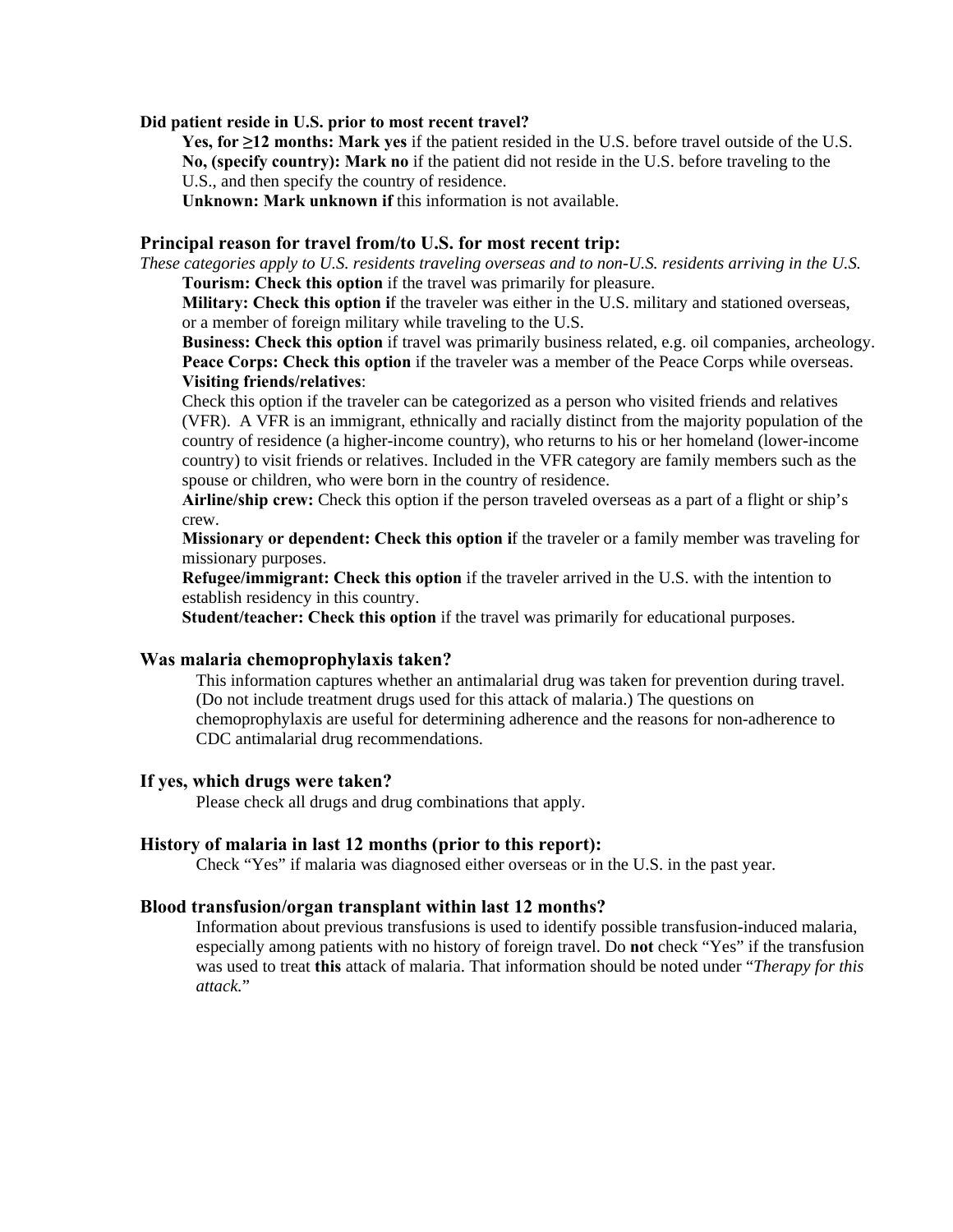**Did patient reside in U.S. prior to most recent travel?**

**Yes, for ≥12 months: Mark yes** if the patient resided in the U.S. before travel outside of the U.S.
**No, (specify country): Mark no** if the patient did not reside in the U.S. before traveling to the U.S., and then specify the country of residence.
**Unknown: Mark unknown if** this information is not available.

### Principal reason for travel from/to U.S. for most recent trip:

*These categories apply to U.S. residents traveling overseas and to non-U.S. residents arriving in the U.S.*

**Tourism: Check this option** if the travel was primarily for pleasure.
**Military: Check this option i**f the traveler was either in the U.S. military and stationed overseas, or a member of foreign military while traveling to the U.S.
**Business: Check this option** if travel was primarily business related, e.g. oil companies, archeology.
**Peace Corps: Check this option** if the traveler was a member of the Peace Corps while overseas.
**Visiting friends/relatives**:
Check this option if the traveler can be categorized as a person who visited friends and relatives (VFR). A VFR is an immigrant, ethnically and racially distinct from the majority population of the country of residence (a higher-income country), who returns to his or her homeland (lower-income country) to visit friends or relatives. Included in the VFR category are family members such as the spouse or children, who were born in the country of residence.
**Airline/ship crew:** Check this option if the person traveled overseas as a part of a flight or ship's crew.
**Missionary or dependent: Check this option i**f the traveler or a family member was traveling for missionary purposes.
**Refugee/immigrant: Check this option** if the traveler arrived in the U.S. with the intention to establish residency in this country.
**Student/teacher: Check this option** if the travel was primarily for educational purposes.

### Was malaria chemoprophylaxis taken?

This information captures whether an antimalarial drug was taken for prevention during travel. (Do not include treatment drugs used for this attack of malaria.) The questions on chemoprophylaxis are useful for determining adherence and the reasons for non-adherence to CDC antimalarial drug recommendations.

### If yes, which drugs were taken?

Please check all drugs and drug combinations that apply.

### History of malaria in last 12 months (prior to this report):

Check "Yes" if malaria was diagnosed either overseas or in the U.S. in the past year.

### Blood transfusion/organ transplant within last 12 months?

Information about previous transfusions is used to identify possible transfusion-induced malaria, especially among patients with no history of foreign travel. Do **not** check "Yes" if the transfusion was used to treat **this** attack of malaria. That information should be noted under "*Therapy for this attack.*"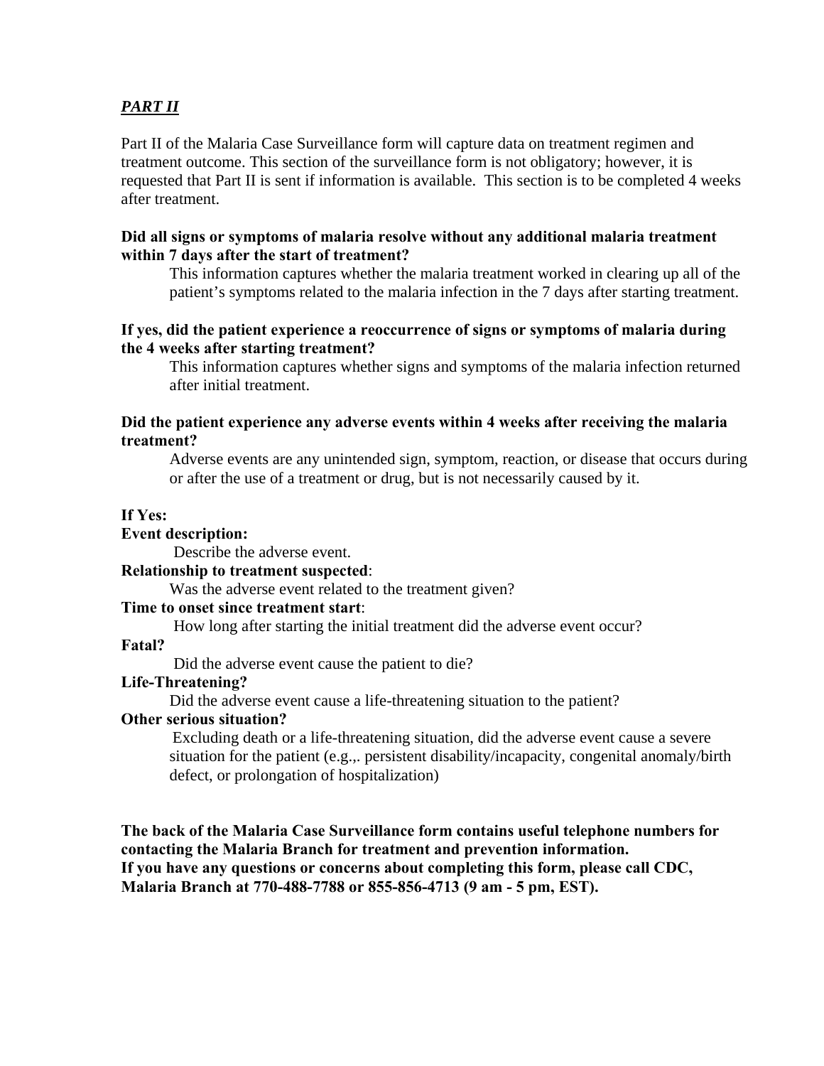***PART II***

Part II of the Malaria Case Surveillance form will capture data on treatment regimen and treatment outcome. This section of the surveillance form is not obligatory; however, it is requested that Part II is sent if information is available. This section is to be completed 4 weeks after treatment.

**Did all signs or symptoms of malaria resolve without any additional malaria treatment within 7 days after the start of treatment?**

This information captures whether the malaria treatment worked in clearing up all of the patient's symptoms related to the malaria infection in the 7 days after starting treatment.

**If yes, did the patient experience a reoccurrence of signs or symptoms of malaria during the 4 weeks after starting treatment?**

This information captures whether signs and symptoms of the malaria infection returned after initial treatment.

**Did the patient experience any adverse events within 4 weeks after receiving the malaria treatment?**

Adverse events are any unintended sign, symptom, reaction, or disease that occurs during or after the use of a treatment or drug, but is not necessarily caused by it.

**If Yes:**

**Event description:**

Describe the adverse event.

**Relationship to treatment suspected**:

Was the adverse event related to the treatment given?

**Time to onset since treatment start**:

How long after starting the initial treatment did the adverse event occur?

**Fatal?**

Did the adverse event cause the patient to die?

**Life-Threatening?**

Did the adverse event cause a life-threatening situation to the patient?

**Other serious situation?**

Excluding death or a life-threatening situation, did the adverse event cause a severe situation for the patient (e.g.,. persistent disability/incapacity, congenital anomaly/birth defect, or prolongation of hospitalization)

**The back of the Malaria Case Surveillance form contains useful telephone numbers for contacting the Malaria Branch for treatment and prevention information.**
**If you have any questions or concerns about completing this form, please call CDC, Malaria Branch at 770-488-7788 or 855-856-4713 (9 am - 5 pm, EST).**